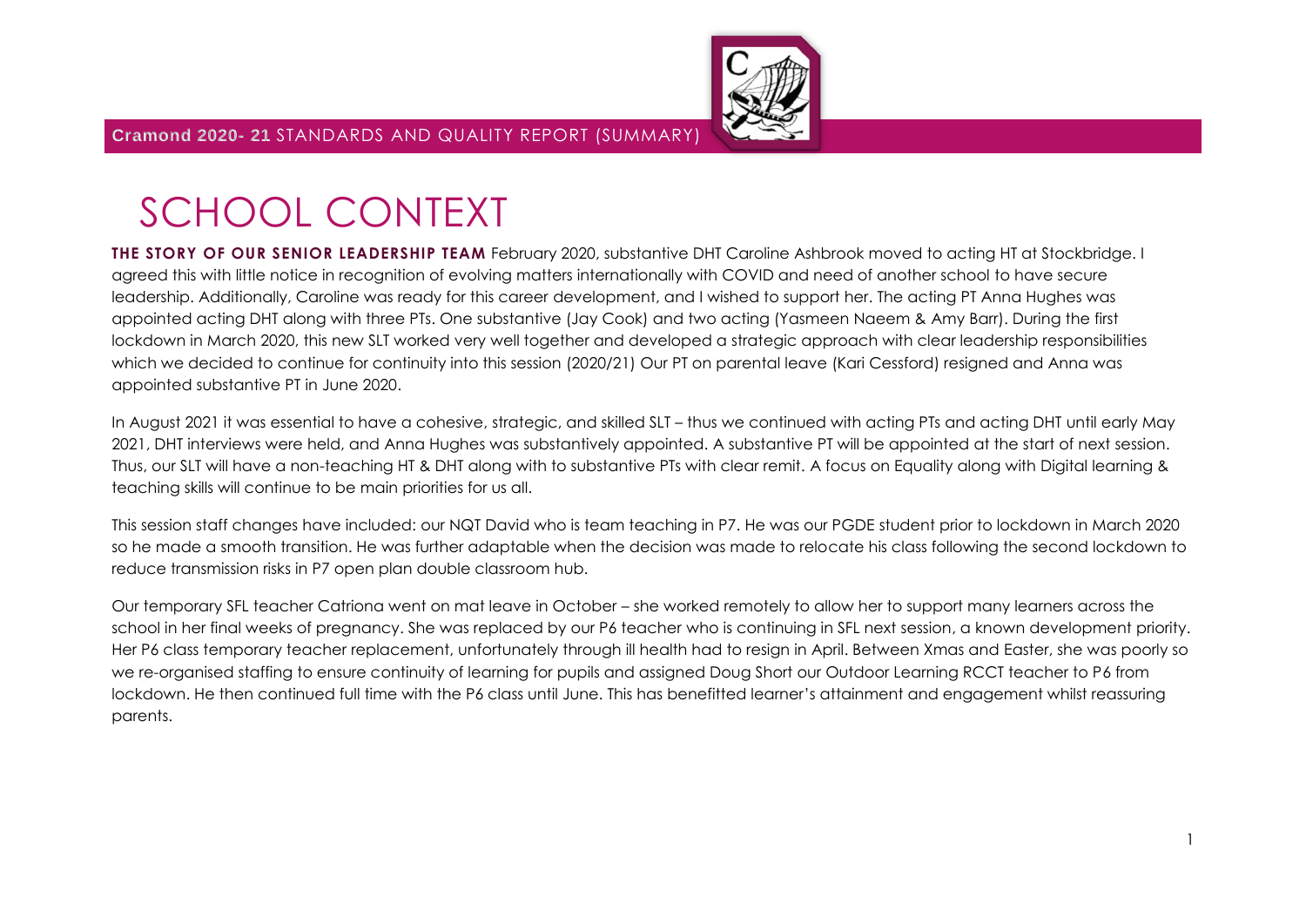**Cramond 2020- 21** STANDARDS AND QUALITY REPORT (SUMMARY)

# SCHOOL CONTEXT

**THE STORY OF OUR SENIOR LEADERSHIP TEAM** February 2020, substantive DHT Caroline Ashbrook moved to acting HT at Stockbridge. I agreed this with little notice in recognition of evolving matters internationally with COVID and need of another school to have secure leadership. Additionally, Caroline was ready for this career development, and I wished to support her. The acting PT Anna Hughes was appointed acting DHT along with three PTs. One substantive (Jay Cook) and two acting (Yasmeen Naeem & Amy Barr). During the first lockdown in March 2020, this new SLT worked very well together and developed a strategic approach with clear leadership responsibilities which we decided to continue for continuity into this session (2020/21) Our PT on parental leave (Kari Cessford) resigned and Anna was appointed substantive PT in June 2020.

In August 2021 it was essential to have a cohesive, strategic, and skilled SLT – thus we continued with acting PTs and acting DHT until early May 2021, DHT interviews were held, and Anna Hughes was substantively appointed. A substantive PT will be appointed at the start of next session. Thus, our SLT will have a non-teaching HT & DHT along with to substantive PTs with clear remit. A focus on Equality along with Digital learning & teaching skills will continue to be main priorities for us all.

This session staff changes have included: our NQT David who is team teaching in P7. He was our PGDE student prior to lockdown in March 2020 so he made a smooth transition. He was further adaptable when the decision was made to relocate his class following the second lockdown to reduce transmission risks in P7 open plan double classroom hub.

Our temporary SFL teacher Catriona went on mat leave in October – she worked remotely to allow her to support many learners across the school in her final weeks of pregnancy. She was replaced by our P6 teacher who is continuing in SFL next session, a known development priority. Her P6 class temporary teacher replacement, unfortunately through ill health had to resign in April. Between Xmas and Easter, she was poorly so we re-organised staffing to ensure continuity of learning for pupils and assigned Doug Short our Outdoor Learning RCCT teacher to P6 from lockdown. He then continued full time with the P6 class until June. This has benefitted learner's attainment and engagement whilst reassuring parents.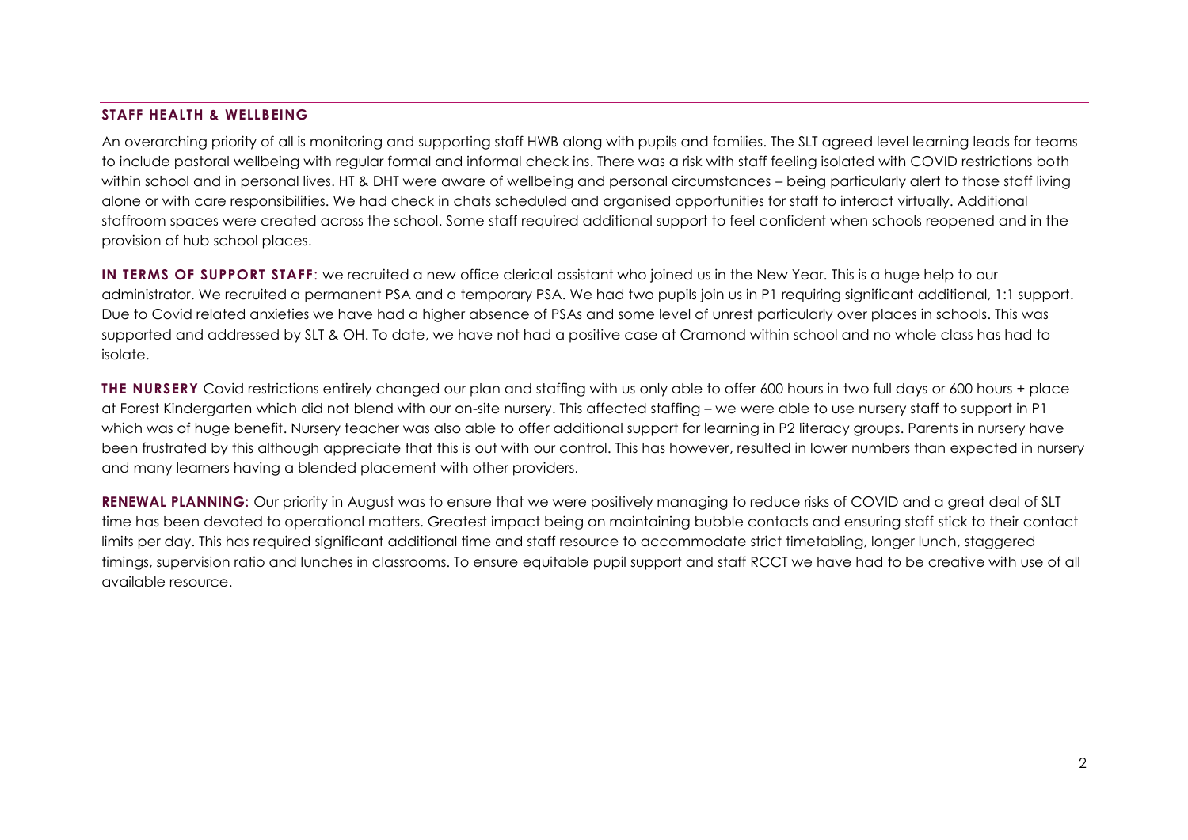## STAFF HEALTH & WELLBEING

An overarching priority of all is monitoring and supporting staff HWB along with pupils and families. The SLT agreed level learning leads for teams to include pastoral wellbeing with regular formal and informal check ins. There was a risk with staff feeling isolated with COVID restrictions both within school and in personal lives. HT & DHT were aware of wellbeing and personal circumstances – being particularly alert to those staff living alone or with care responsibilities. We had check in chats scheduled and organised opportunities for staff to interact virtually. Additional staffroom spaces were created across the school. Some staff required additional support to feel confident when schools reopened and in the provision of hub school places.

**IN TERMS OF SUPPORT STAFF**: we recruited a new office clerical assistant who joined us in the New Year. This is a huge help to our administrator. We recruited a permanent PSA and a temporary PSA. We had two pupils join us in P1 requiring significant additional, 1:1 support. Due to Covid related anxieties we have had a higher absence of PSAs and some level of unrest particularly over places in schools. This was supported and addressed by SLT & OH. To date, we have not had a positive case at Cramond within school and no whole class has had to isolate.

**THE NURSERY** Covid restrictions entirely changed our plan and staffing with us only able to offer 600 hours in two full days or 600 hours + place at Forest Kindergarten which did not blend with our on-site nursery. This affected staffing – we were able to use nursery staff to support in P1 which was of huge benefit. Nursery teacher was also able to offer additional support for learning in P2 literacy groups. Parents in nursery have been frustrated by this although appreciate that this is out with our control. This has however, resulted in lower numbers than expected in nursery and many learners having a blended placement with other providers.

**RENEWAL PLANNING:** Our priority in August was to ensure that we were positively managing to reduce risks of COVID and a great deal of SLT time has been devoted to operational matters. Greatest impact being on maintaining bubble contacts and ensuring staff stick to their contact limits per day. This has required significant additional time and staff resource to accommodate strict timetabling, longer lunch, staggered timings, supervision ratio and lunches in classrooms. To ensure equitable pupil support and staff RCCT we have had to be creative with use of all available resource.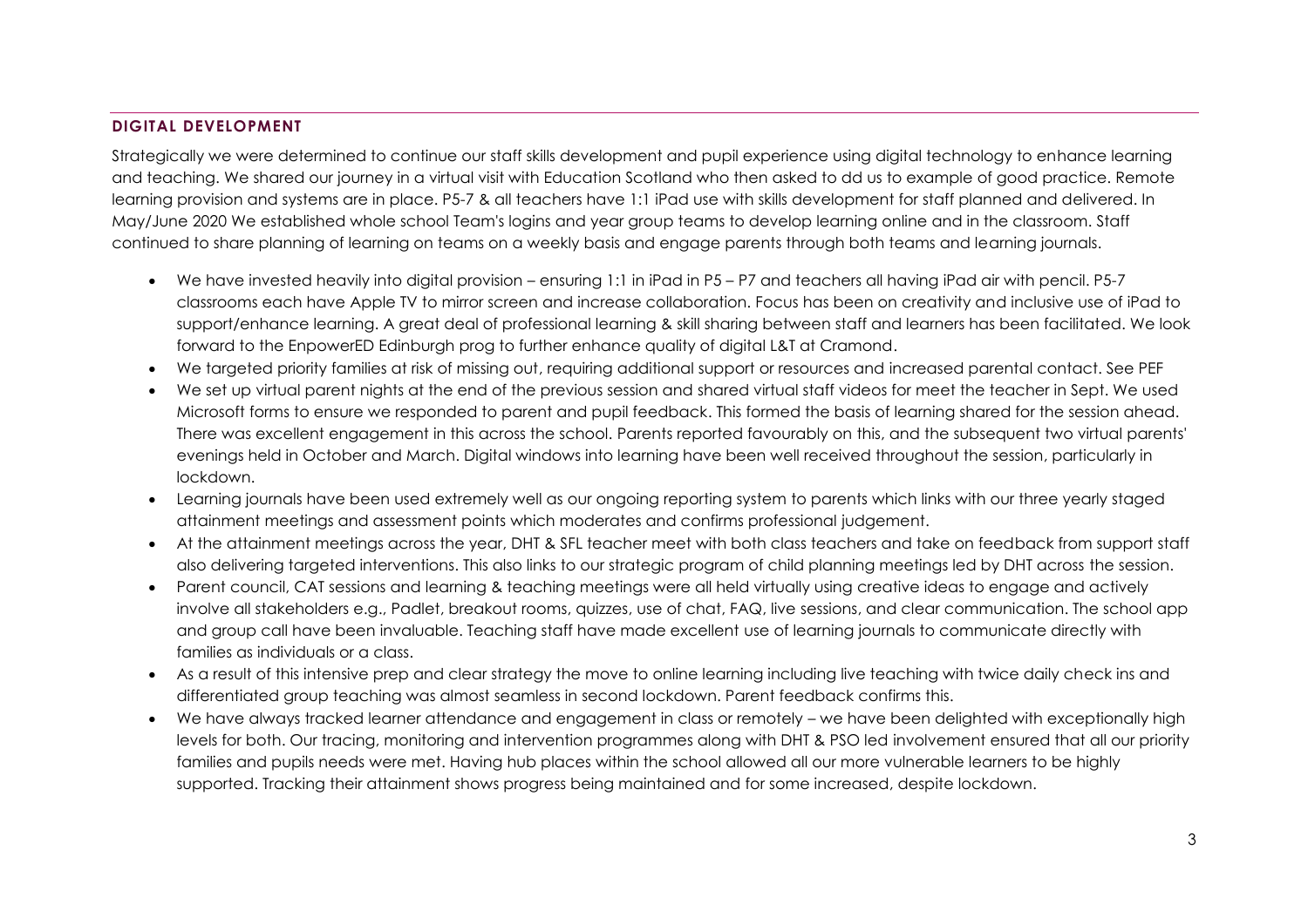## DIGITAL DEVELOPMENT

Strategically we were determined to continue our staff skills development and pupil experience using digital technology to enhance learning and teaching. We shared our journey in a virtual visit with Education Scotland who then asked to dd us to example of good practice. Remote learning provision and systems are in place. P5-7 & all teachers have 1:1 iPad use with skills development for staff planned and delivered. In May/June 2020 We established whole school Team's logins and year group teams to develop learning online and in the classroom. Staff continued to share planning of learning on teams on a weekly basis and engage parents through both teams and learning journals.

- We have invested heavily into digital provision – ensuring 1:1 in iPad in P5 – P7 and teachers all having iPad air with pencil. P5-7 classrooms each have Apple TV to mirror screen and increase collaboration. Focus has been on creativity and inclusive use of iPad to support/enhance learning. A great deal of professional learning & skill sharing between staff and learners has been facilitated. We look forward to the EnpowerED Edinburgh prog to further enhance quality of digital L&T at Cramond.
- We targeted priority families at risk of missing out, requiring additional support or resources and increased parental contact. See PEF
- We set up virtual parent nights at the end of the previous session and shared virtual staff videos for meet the teacher in Sept. We used Microsoft forms to ensure we responded to parent and pupil feedback. This formed the basis of learning shared for the session ahead. There was excellent engagement in this across the school. Parents reported favourably on this, and the subsequent two virtual parents' evenings held in October and March. Digital windows into learning have been well received throughout the session, particularly in lockdown.
- Learning journals have been used extremely well as our ongoing reporting system to parents which links with our three yearly staged attainment meetings and assessment points which moderates and confirms professional judgement.
- At the attainment meetings across the year, DHT & SFL teacher meet with both class teachers and take on feedback from support staff also delivering targeted interventions. This also links to our strategic program of child planning meetings led by DHT across the session.
- Parent council, CAT sessions and learning & teaching meetings were all held virtually using creative ideas to engage and actively involve all stakeholders e.g., Padlet, breakout rooms, quizzes, use of chat, FAQ, live sessions, and clear communication. The school app and group call have been invaluable. Teaching staff have made excellent use of learning journals to communicate directly with families as individuals or a class.
- As a result of this intensive prep and clear strategy the move to online learning including live teaching with twice daily check ins and differentiated group teaching was almost seamless in second lockdown. Parent feedback confirms this.
- We have always tracked learner attendance and engagement in class or remotely – we have been delighted with exceptionally high levels for both. Our tracing, monitoring and intervention programmes along with DHT & PSO led involvement ensured that all our priority families and pupils needs were met. Having hub places within the school allowed all our more vulnerable learners to be highly supported. Tracking their attainment shows progress being maintained and for some increased, despite lockdown.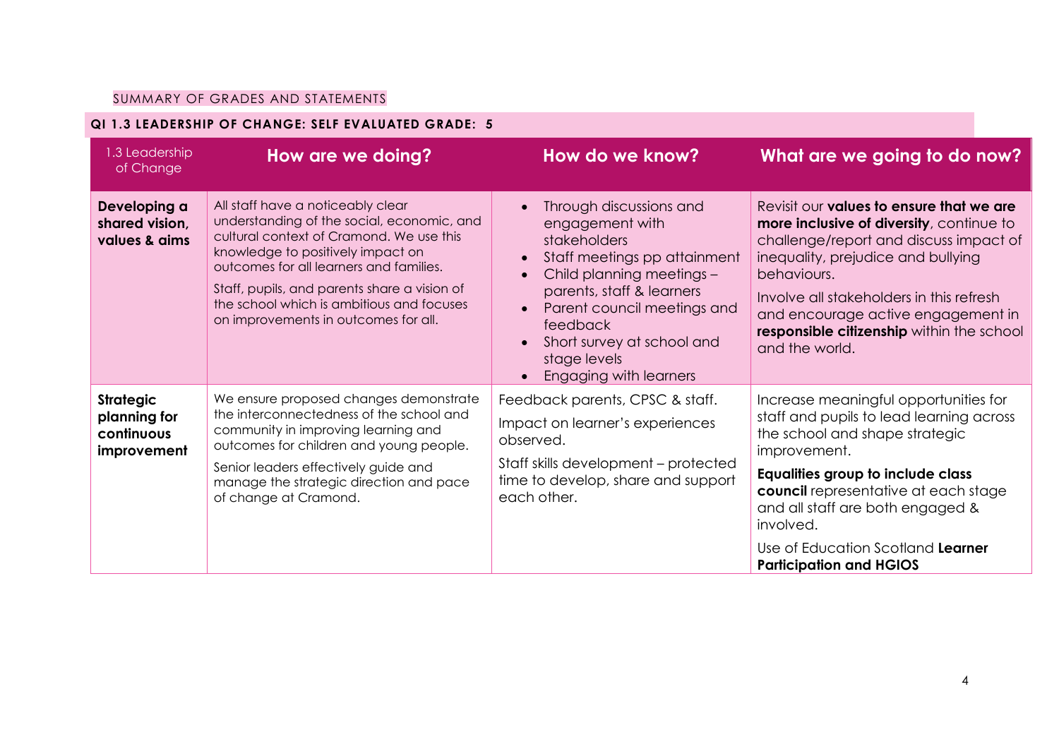SUMMARY OF GRADES AND STATEMENTS

**QI 1.3 LEADERSHIP OF CHANGE: SELF EVALUATED GRADE: 5**

| 1.3 Leadership of Change | How are we doing? | How do we know? | What are we going to do now? |
|---|---|---|---|
| **Developing a shared vision, values & aims** | All staff have a noticeably clear understanding of the social, economic, and cultural context of Cramond. We use this knowledge to positively impact on outcomes for all learners and families.<br><br>Staff, pupils, and parents share a vision of the school which is ambitious and focuses on improvements in outcomes for all. | • Through discussions and engagement with stakeholders<br>• Staff meetings pp attainment<br>• Child planning meetings – parents, staff & learners<br>• Parent council meetings and feedback<br>• Short survey at school and stage levels<br>• Engaging with learners | Revisit our **values to ensure that we are more inclusive of diversity**, continue to challenge/report and discuss impact of inequality, prejudice and bullying behaviours.<br><br>Involve all stakeholders in this refresh and encourage active engagement in **responsible citizenship** within the school and the world. |
| **Strategic planning for continuous improvement** | We ensure proposed changes demonstrate the interconnectedness of the school and community in improving learning and outcomes for children and young people.<br><br>Senior leaders effectively guide and manage the strategic direction and pace of change at Cramond. | Feedback parents, CPSC & staff.<br><br>Impact on learner's experiences observed.<br><br>Staff skills development – protected time to develop, share and support each other. | Increase meaningful opportunities for staff and pupils to lead learning across the school and shape strategic improvement.<br><br>**Equalities group to include class council** representative at each stage and all staff are both engaged & involved.<br><br>Use of Education Scotland **Learner Participation and HGIOS** |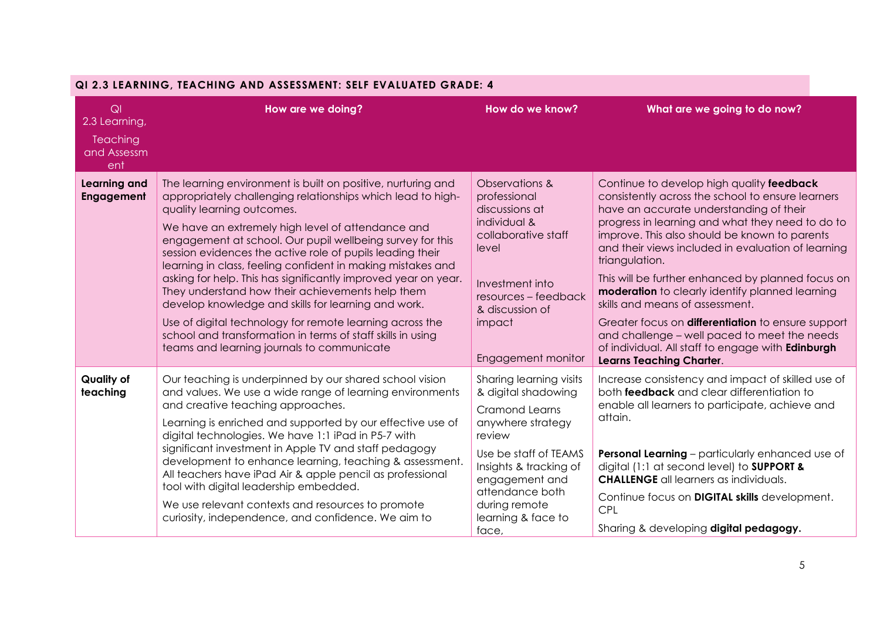## QI 2.3 LEARNING, TEACHING AND ASSESSMENT: SELF EVALUATED GRADE: 4

| QI 2.3 Learning, Teaching and Assessment | How are we doing? | How do we know? | What are we going to do now? |
|---|---|---|---|
| **Learning and Engagement** | The learning environment is built on positive, nurturing and appropriately challenging relationships which lead to high-quality learning outcomes.<br><br>We have an extremely high level of attendance and engagement at school. Our pupil wellbeing survey for this session evidences the active role of pupils leading their learning in class, feeling confident in making mistakes and asking for help. This has significantly improved year on year. They understand how their achievements help them develop knowledge and skills for learning and work.<br><br>Use of digital technology for remote learning across the school and transformation in terms of staff skills in using teams and learning journals to communicate | Observations & professional discussions at individual & collaborative staff level<br><br>Investment into resources – feedback & discussion of impact<br><br>Engagement monitor | Continue to develop high quality **feedback** consistently across the school to ensure learners have an accurate understanding of their progress in learning and what they need to do to improve. This also should be known to parents and their views included in evaluation of learning triangulation.<br><br>This will be further enhanced by planned focus on **moderation** to clearly identify planned learning skills and means of assessment.<br><br>Greater focus on **differentiation** to ensure support and challenge – well paced to meet the needs of individual. All staff to engage with **Edinburgh Learns Teaching Charter**. |
| **Quality of teaching** | Our teaching is underpinned by our shared school vision and values. We use a wide range of learning environments and creative teaching approaches.<br><br>Learning is enriched and supported by our effective use of digital technologies. We have 1:1 iPad in P5-7 with significant investment in Apple TV and staff pedagogy development to enhance learning, teaching & assessment. All teachers have iPad Air & apple pencil as professional tool with digital leadership embedded.<br><br>We use relevant contexts and resources to promote curiosity, independence, and confidence. We aim to | Sharing learning visits & digital shadowing<br><br>Cramond Learns anywhere strategy review<br><br>Use be staff of TEAMS Insights & tracking of engagement and attendance both during remote learning & face to face, | Increase consistency and impact of skilled use of both **feedback** and clear differentiation to enable all learners to participate, achieve and attain.<br><br>**Personal Learning** – particularly enhanced use of digital (1:1 at second level) to **SUPPORT & CHALLENGE** all learners as individuals.<br><br>Continue focus on **DIGITAL skills** development. CPL<br><br>Sharing & developing **digital pedagogy.** |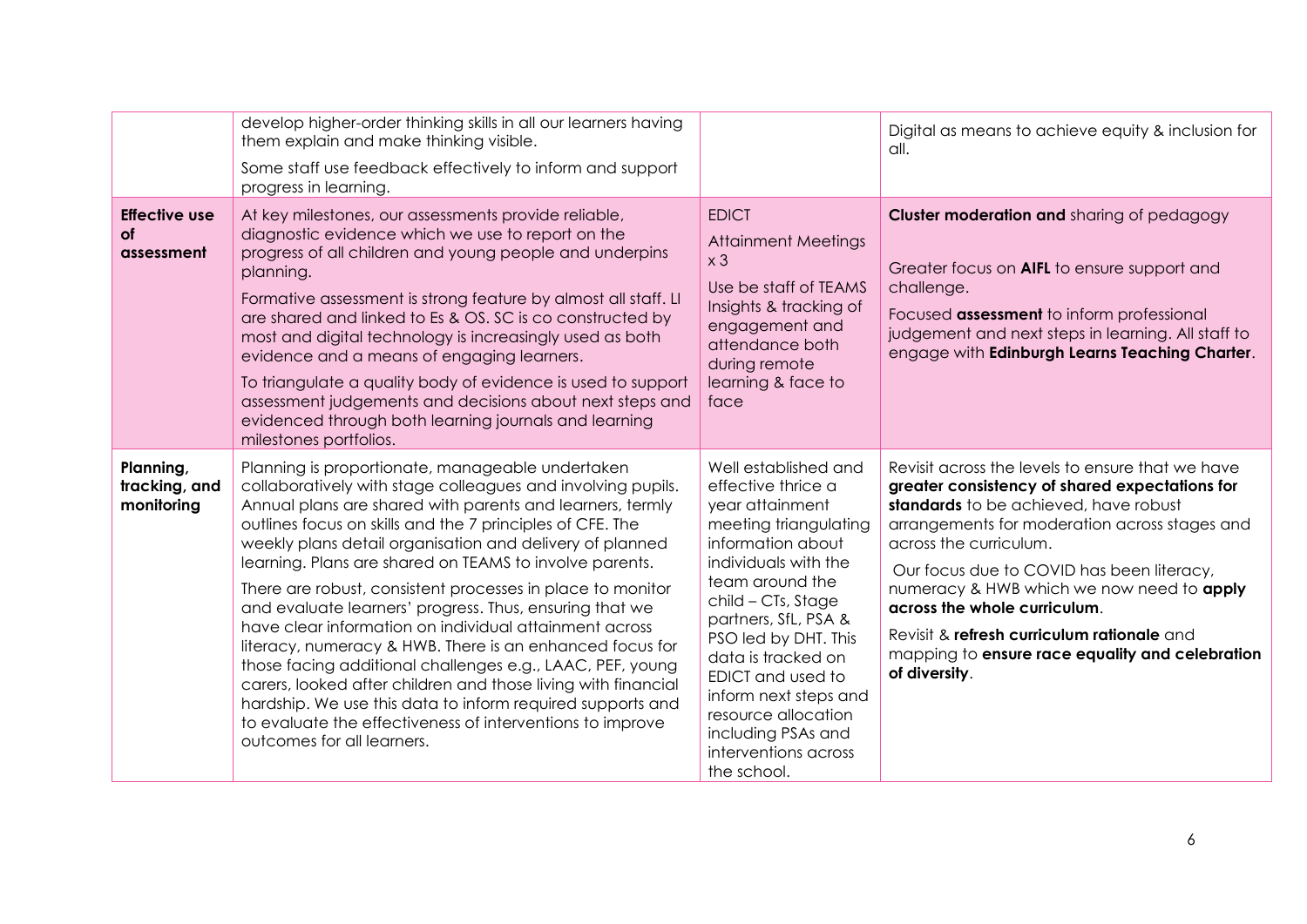| | | | |
|---|---|---|---|
| | develop higher-order thinking skills in all our learners having them explain and make thinking visible.<br><br>Some staff use feedback effectively to inform and support progress in learning. | | Digital as means to achieve equity & inclusion for all. |
| **Effective use of assessment** | At key milestones, our assessments provide reliable, diagnostic evidence which we use to report on the progress of all children and young people and underpins planning.<br><br>Formative assessment is strong feature by almost all staff. LI are shared and linked to Es & OS. SC is co constructed by most and digital technology is increasingly used as both evidence and a means of engaging learners.<br><br>To triangulate a quality body of evidence is used to support assessment judgements and decisions about next steps and evidenced through both learning journals and learning milestones portfolios. | EDICT<br><br>Attainment Meetings x 3<br><br>Use be staff of TEAMS Insights & tracking of engagement and attendance both during remote learning & face to face | **Cluster moderation and** sharing of pedagogy<br><br>Greater focus on **AIFL** to ensure support and challenge.<br><br>Focused **assessment** to inform professional judgement and next steps in learning. All staff to engage with **Edinburgh Learns Teaching Charter**. |
| **Planning, tracking, and monitoring** | Planning is proportionate, manageable undertaken collaboratively with stage colleagues and involving pupils. Annual plans are shared with parents and learners, termly outlines focus on skills and the 7 principles of CFE. The weekly plans detail organisation and delivery of planned learning. Plans are shared on TEAMS to involve parents.<br><br>There are robust, consistent processes in place to monitor and evaluate learners' progress. Thus, ensuring that we have clear information on individual attainment across literacy, numeracy & HWB. There is an enhanced focus for those facing additional challenges e.g., LAAC, PEF, young carers, looked after children and those living with financial hardship. We use this data to inform required supports and to evaluate the effectiveness of interventions to improve outcomes for all learners. | Well established and effective thrice a year attainment meeting triangulating information about individuals with the team around the child – CTs, Stage partners, SfL, PSA & PSO led by DHT. This data is tracked on EDICT and used to inform next steps and resource allocation including PSAs and interventions across the school. | Revisit across the levels to ensure that we have **greater consistency of shared expectations for standards** to be achieved, have robust arrangements for moderation across stages and across the curriculum.<br><br>Our focus due to COVID has been literacy, numeracy & HWB which we now need to **apply across the whole curriculum**.<br><br>Revisit & **refresh curriculum rationale** and mapping to **ensure race equality and celebration of diversity**. |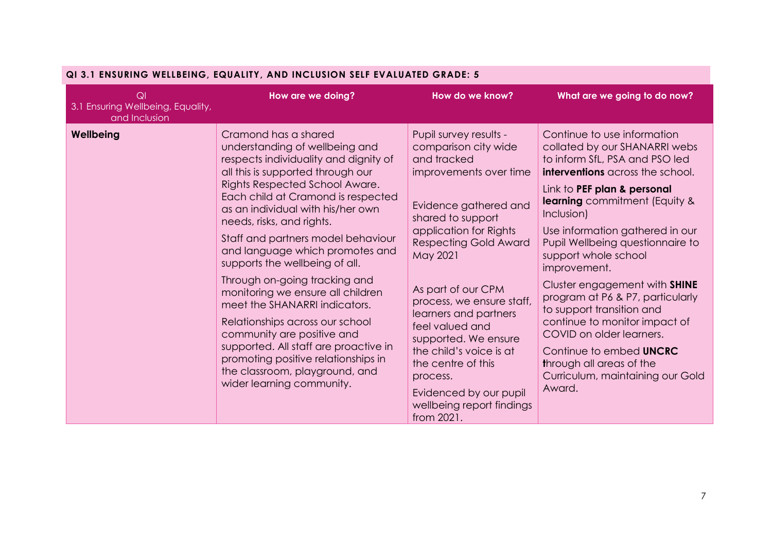## QI 3.1 ENSURING WELLBEING, EQUALITY, AND INCLUSION SELF EVALUATED GRADE: 5

| QI 3.1 Ensuring Wellbeing, Equality, and Inclusion | How are we doing? | How do we know? | What are we going to do now? |
|---|---|---|---|
| **Wellbeing** | Cramond has a shared understanding of wellbeing and respects individuality and dignity of all this is supported through our Rights Respected School Aware. Each child at Cramond is respected as an individual with his/her own needs, risks, and rights.<br><br>Staff and partners model behaviour and language which promotes and supports the wellbeing of all.<br><br>Through on-going tracking and monitoring we ensure all children meet the SHANARRI indicators.<br><br>Relationships across our school community are positive and supported. All staff are proactive in promoting positive relationships in the classroom, playground, and wider learning community. | Pupil survey results - comparison city wide and tracked improvements over time<br><br>Evidence gathered and shared to support application for Rights Respecting Gold Award May 2021<br><br>As part of our CPM process, we ensure staff, learners and partners feel valued and supported. We ensure the child's voice is at the centre of this process.<br><br>Evidenced by our pupil wellbeing report findings from 2021. | Continue to use information collated by our SHANARRI webs to inform SfL, PSA and PSO led **interventions** across the school.<br><br>Link to **PEF plan & personal learning** commitment (Equity & Inclusion)<br><br>Use information gathered in our Pupil Wellbeing questionnaire to support whole school improvement.<br><br>Cluster engagement with **SHINE** program at P6 & P7, particularly to support transition and continue to monitor impact of COVID on older learners.<br><br>Continue to embed **UNCRC** **t**hrough all areas of the Curriculum, maintaining our Gold Award. |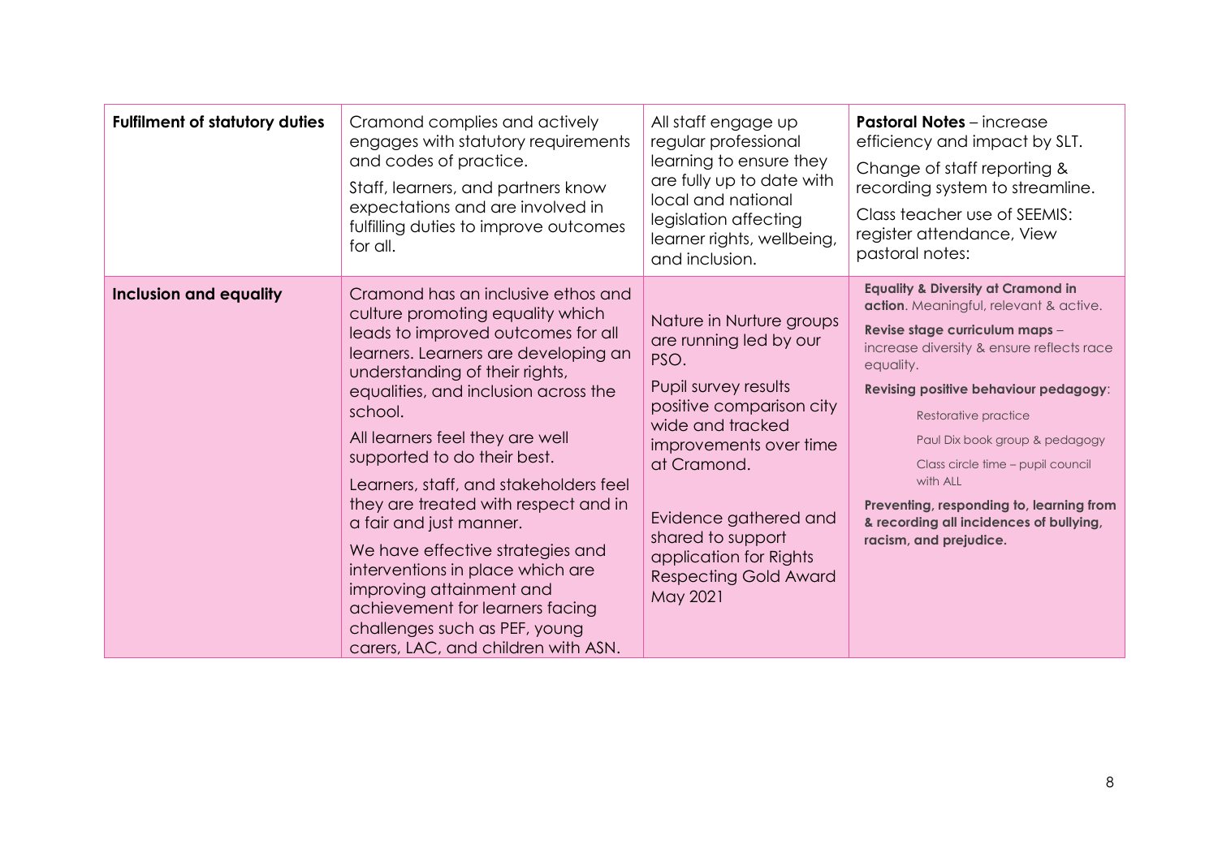| | | | |
|---|---|---|---|
| **Fulfilment of statutory duties** | Cramond complies and actively engages with statutory requirements and codes of practice.<br><br>Staff, learners, and partners know expectations and are involved in fulfilling duties to improve outcomes for all. | All staff engage up regular professional learning to ensure they are fully up to date with local and national legislation affecting learner rights, wellbeing, and inclusion. | **Pastoral Notes** – increase efficiency and impact by SLT.<br><br>Change of staff reporting & recording system to streamline.<br><br>Class teacher use of SEEMIS: register attendance, View pastoral notes: |
| **Inclusion and equality** | Cramond has an inclusive ethos and culture promoting equality which leads to improved outcomes for all learners. Learners are developing an understanding of their rights, equalities, and inclusion across the school.<br><br>All learners feel they are well supported to do their best.<br><br>Learners, staff, and stakeholders feel they are treated with respect and in a fair and just manner.<br><br>We have effective strategies and interventions in place which are improving attainment and achievement for learners facing challenges such as PEF, young carers, LAC, and children with ASN. | Nature in Nurture groups are running led by our PSO.<br><br>Pupil survey results positive comparison city wide and tracked improvements over time at Cramond.<br><br>Evidence gathered and shared to support application for Rights Respecting Gold Award May 2021 | **Equality & Diversity at Cramond in action**. Meaningful, relevant & active.<br><br>**Revise stage curriculum maps** – increase diversity & ensure reflects race equality.<br><br>**Revising positive behaviour pedagogy**:<br><br>Restorative practice<br><br>Paul Dix book group & pedagogy<br><br>Class circle time – pupil council with ALL<br><br>**Preventing, responding to, learning from & recording all incidences of bullying, racism, and prejudice.** |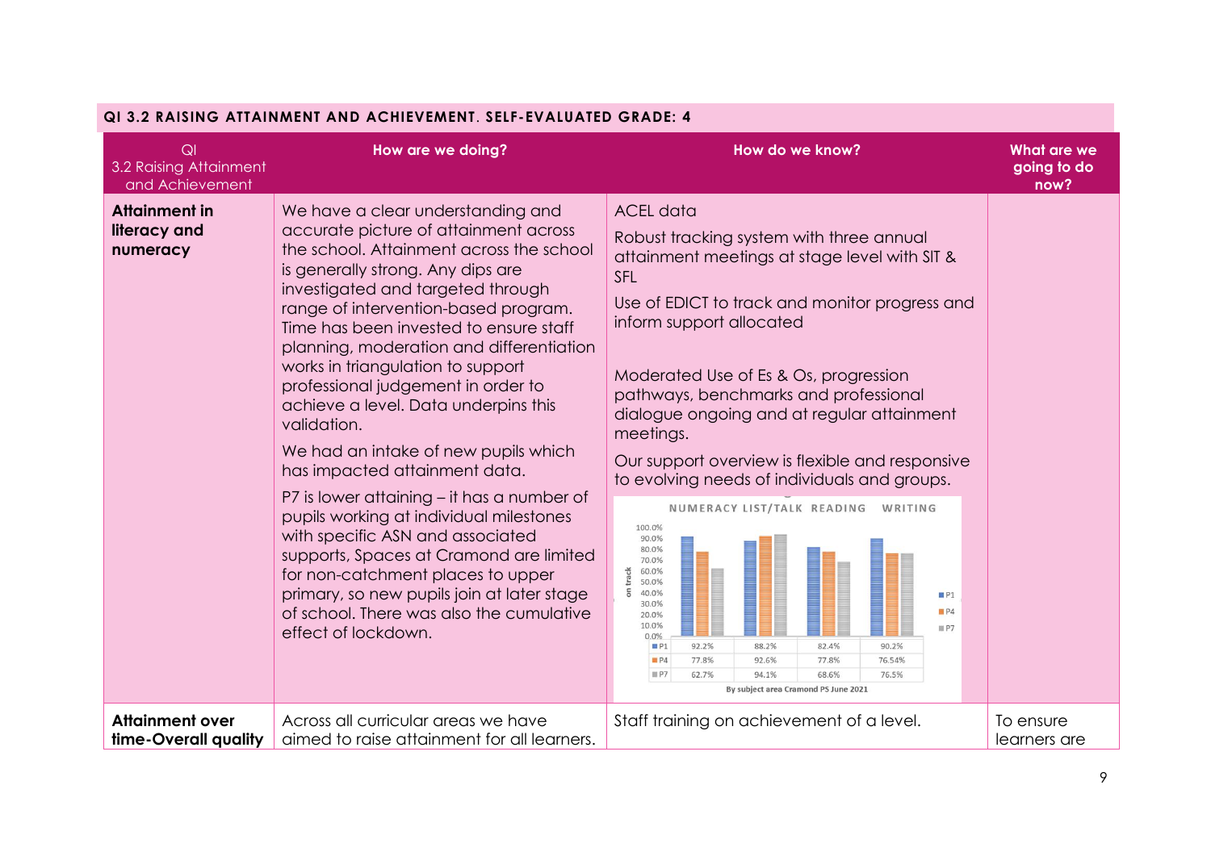## QI 3.2 RAISING ATTAINMENT AND ACHIEVEMENT. SELF-EVALUATED GRADE: 4

| QI 3.2 Raising Attainment and Achievement | How are we doing? | How do we know? | What are we going to do now? |
|---|---|---|---|
| **Attainment in literacy and numeracy** | We have a clear understanding and accurate picture of attainment across the school. Attainment across the school is generally strong. Any dips are investigated and targeted through range of intervention-based program. Time has been invested to ensure staff planning, moderation and differentiation works in triangulation to support professional judgement in order to achieve a level. Data underpins this validation.<br><br>We had an intake of new pupils which has impacted attainment data.<br><br>P7 is lower attaining – it has a number of pupils working at individual milestones with specific ASN and associated supports, Spaces at Cramond are limited for non-catchment places to upper primary, so new pupils join at later stage of school. There was also the cumulative effect of lockdown. | ACEL data<br><br>Robust tracking system with three annual attainment meetings at stage level with SIT & SFL<br><br>Use of EDICT to track and monitor progress and inform support allocated<br><br>Moderated Use of Es & Os, progression pathways, benchmarks and professional dialogue ongoing and at regular attainment meetings.<br><br>Our support overview is flexible and responsive to evolving needs of individuals and groups.<br><br>NUMERACY LIST/TALK READING WRITING (on track)<br><br>P1: 92.2%, 88.2%, 82.4%, 90.2%<br>P4: 77.8%, 92.6%, 77.8%, 76.54%<br>P7: 62.7%, 94.1%, 68.6%, 76.5%<br><br>By subject area Cramond PS June 2021 | |
| **Attainment over time-Overall quality** | Across all curricular areas we have aimed to raise attainment for all learners. | Staff training on achievement of a level. | To ensure learners are |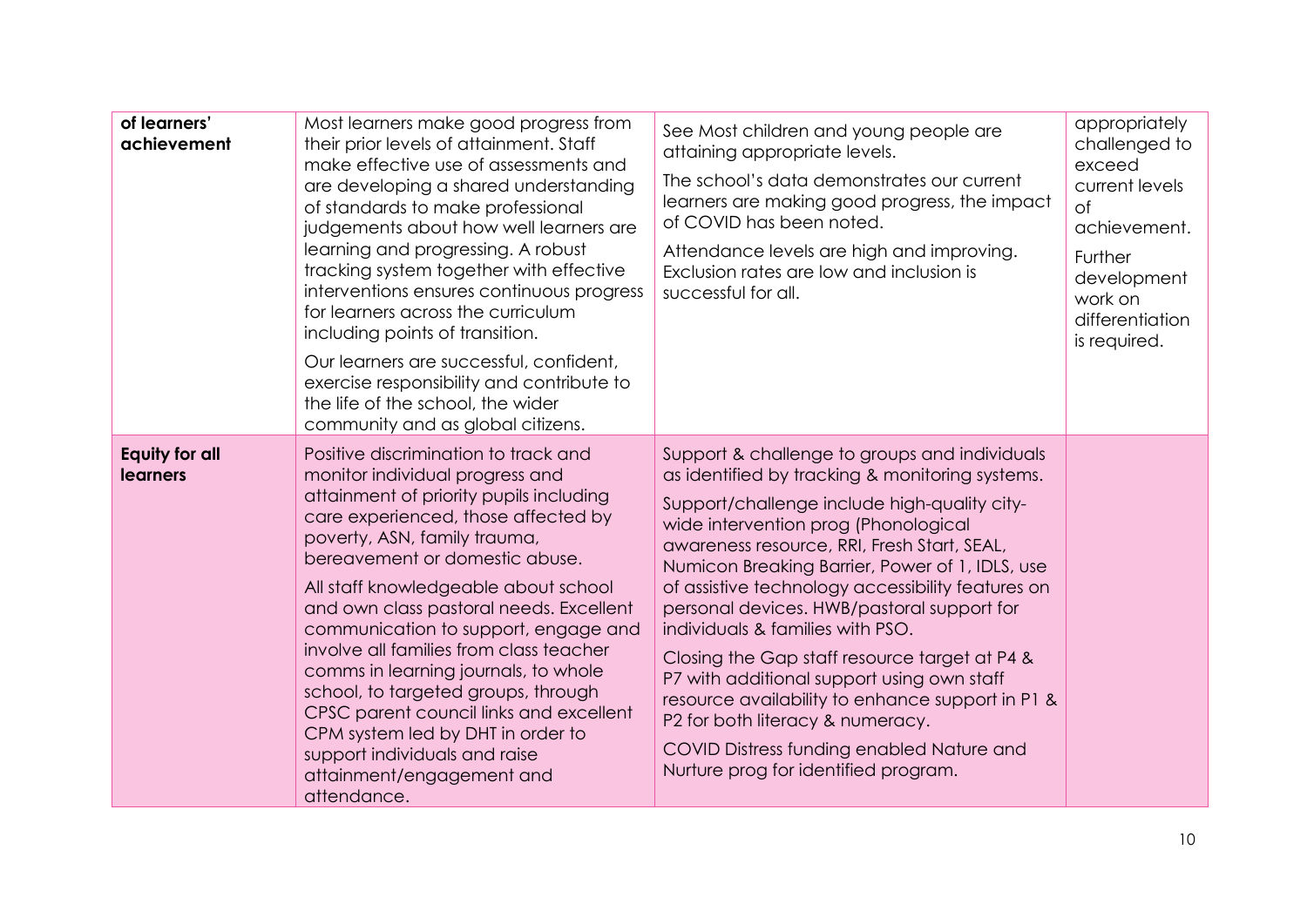| | | | |
|---|---|---|---|
| **of learners' achievement** | Most learners make good progress from their prior levels of attainment. Staff make effective use of assessments and are developing a shared understanding of standards to make professional judgements about how well learners are learning and progressing. A robust tracking system together with effective interventions ensures continuous progress for learners across the curriculum including points of transition.<br><br>Our learners are successful, confident, exercise responsibility and contribute to the life of the school, the wider community and as global citizens. | See Most children and young people are attaining appropriate levels.<br><br>The school's data demonstrates our current learners are making good progress, the impact of COVID has been noted.<br><br>Attendance levels are high and improving. Exclusion rates are low and inclusion is successful for all. | appropriately challenged to exceed current levels of achievement.<br><br>Further development work on differentiation is required. |
| **Equity for all learners** | Positive discrimination to track and monitor individual progress and attainment of priority pupils including care experienced, those affected by poverty, ASN, family trauma, bereavement or domestic abuse.<br><br>All staff knowledgeable about school and own class pastoral needs. Excellent communication to support, engage and involve all families from class teacher comms in learning journals, to whole school, to targeted groups, through CPSC parent council links and excellent CPM system led by DHT in order to support individuals and raise attainment/engagement and attendance. | Support & challenge to groups and individuals as identified by tracking & monitoring systems.<br><br>Support/challenge include high-quality city-wide intervention prog (Phonological awareness resource, RRI, Fresh Start, SEAL, Numicon Breaking Barrier, Power of 1, IDLS, use of assistive technology accessibility features on personal devices. HWB/pastoral support for individuals & families with PSO.<br><br>Closing the Gap staff resource target at P4 & P7 with additional support using own staff resource availability to enhance support in P1 & P2 for both literacy & numeracy.<br><br>COVID Distress funding enabled Nature and Nurture prog for identified program. | |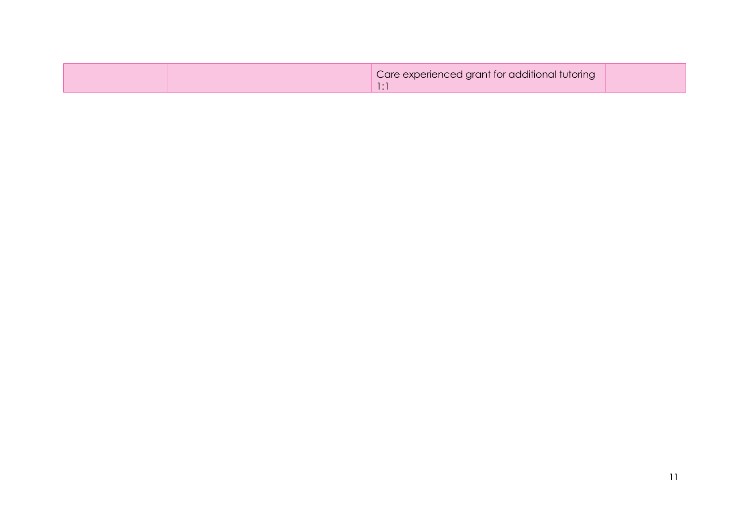|  |  | Care experienced grant for additional tutoring 1:1 |  |
|---|---|---|---|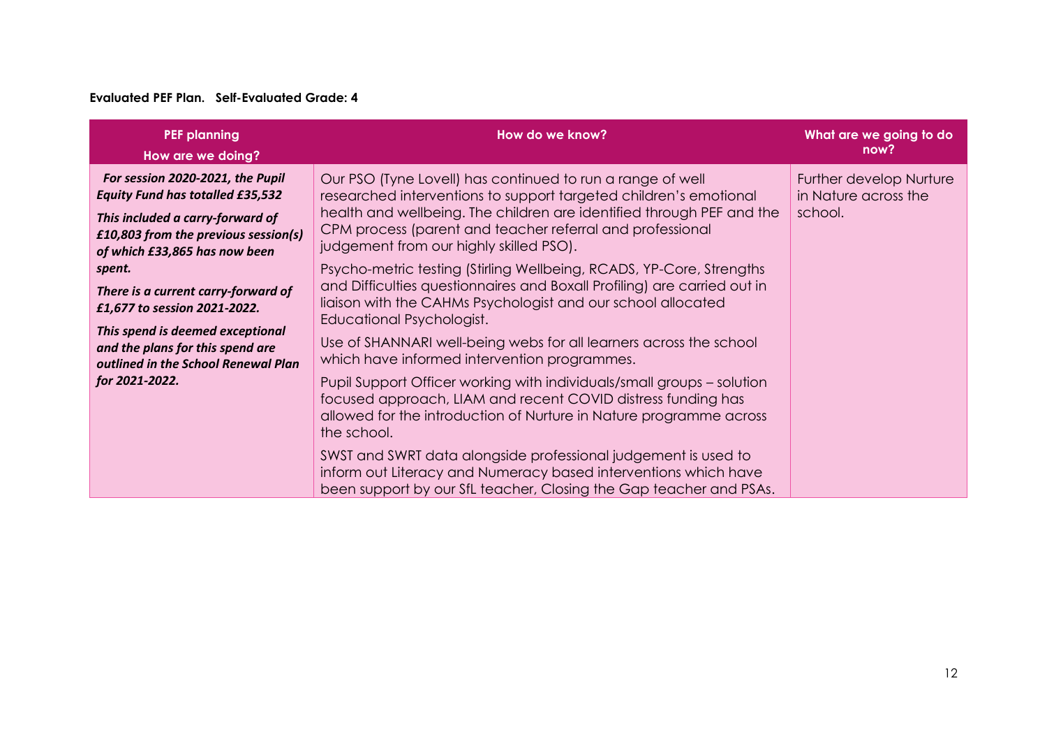**Evaluated PEF Plan. Self-Evaluated Grade: 4**

| PEF planning<br>How are we doing? | How do we know? | What are we going to do now? |
|---|---|---|
| ***For session 2020-2021, the Pupil Equity Fund has totalled £35,532***<br><br>***This included a carry-forward of £10,803 from the previous session(s) of which £33,865 has now been spent.***<br><br>***There is a current carry-forward of £1,677 to session 2021-2022.***<br><br>***This spend is deemed exceptional and the plans for this spend are outlined in the School Renewal Plan for 2021-2022.*** | Our PSO (Tyne Lovell) has continued to run a range of well researched interventions to support targeted children's emotional health and wellbeing. The children are identified through PEF and the CPM process (parent and teacher referral and professional judgement from our highly skilled PSO).<br><br>Psycho-metric testing (Stirling Wellbeing, RCADS, YP-Core, Strengths and Difficulties questionnaires and Boxall Profiling) are carried out in liaison with the CAHMs Psychologist and our school allocated Educational Psychologist.<br><br>Use of SHANNARI well-being webs for all learners across the school which have informed intervention programmes.<br><br>Pupil Support Officer working with individuals/small groups – solution focused approach, LIAM and recent COVID distress funding has allowed for the introduction of Nurture in Nature programme across the school.<br><br>SWST and SWRT data alongside professional judgement is used to inform out Literacy and Numeracy based interventions which have been support by our SfL teacher, Closing the Gap teacher and PSAs. | Further develop Nurture in Nature across the school. |